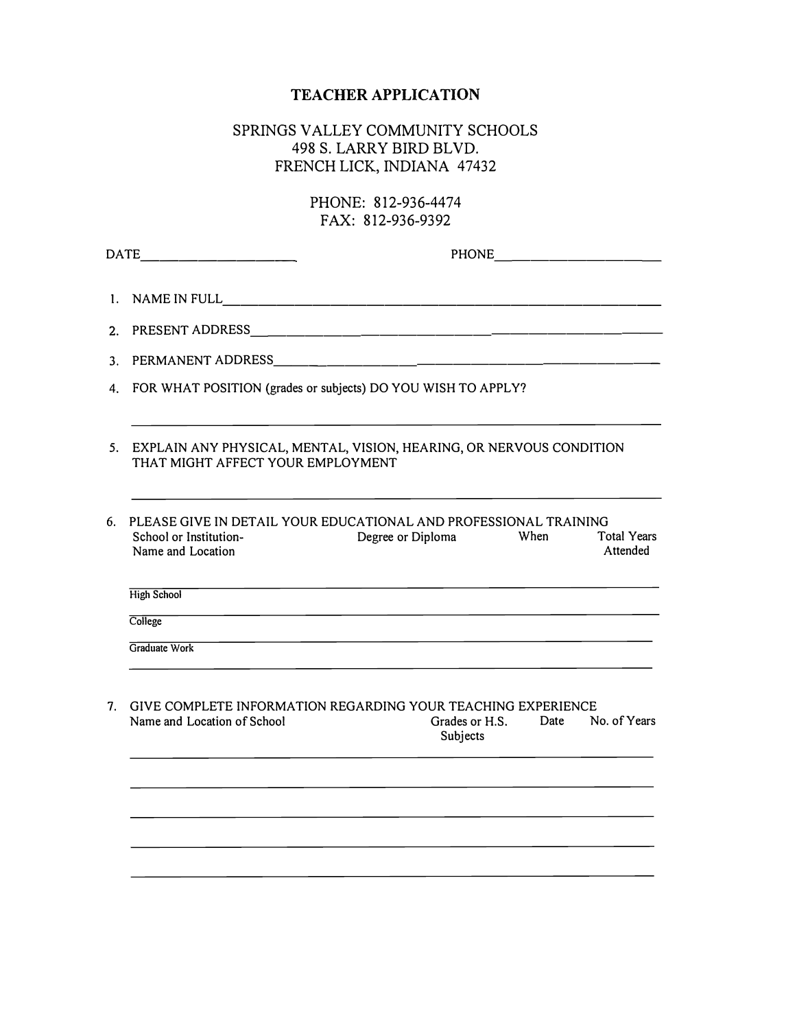# TEACHER APPLICATION

SPRINGS VALLEY COMMUNITY SCHOOLS
498 S. LARRY BIRD BLVD.
FRENCH LICK, INDIANA 47432

PHONE: 812-936-4474
FAX: 812-936-9392

DATE____________________ PHONE____________________

1. NAME IN FULL____________________________________________________________

2. PRESENT ADDRESS________________________________________________________

3. PERMANENT ADDRESS______________________________________________________

4. FOR WHAT POSITION (grades or subjects) DO YOU WISH TO APPLY?

   ____________________________________________________________________________

5. EXPLAIN ANY PHYSICAL, MENTAL, VISION, HEARING, OR NERVOUS CONDITION THAT MIGHT AFFECT YOUR EMPLOYMENT

   ____________________________________________________________________________

6. PLEASE GIVE IN DETAIL YOUR EDUCATIONAL AND PROFESSIONAL TRAINING

| School or Institution- Name and Location | Degree or Diploma | When | Total Years Attended |
|---|---|---|---|
| High School | | | |
| College | | | |
| Graduate Work | | | |
| | | | |

7. GIVE COMPLETE INFORMATION REGARDING YOUR TEACHING EXPERIENCE

| Name and Location of School | Grades or H.S. Subjects | Date | No. of Years |
|---|---|---|---|
| | | | |
| | | | |
| | | | |
| | | | |
| | | | |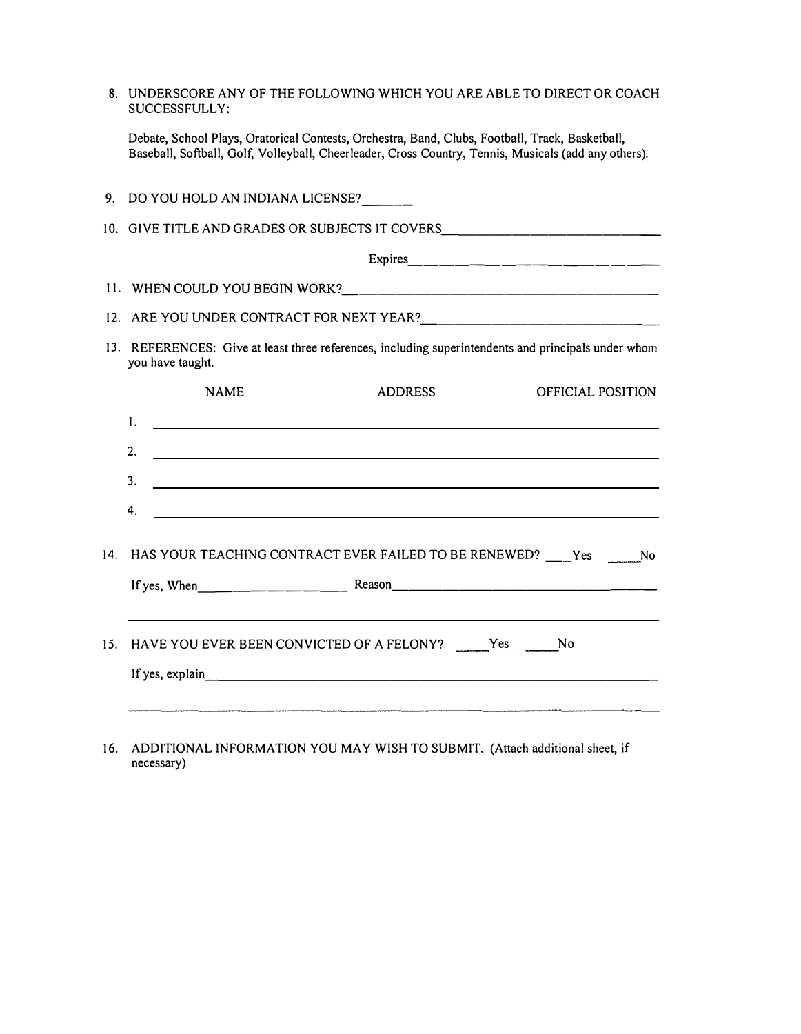8. UNDERSCORE ANY OF THE FOLLOWING WHICH YOU ARE ABLE TO DIRECT OR COACH SUCCESSFULLY:

   Debate, School Plays, Oratorical Contests, Orchestra, Band, Clubs, Football, Track, Basketball, Baseball, Softball, Golf, Volleyball, Cheerleader, Cross Country, Tennis, Musicals (add any others).

9. DO YOU HOLD AN INDIANA LICENSE?_______

10. GIVE TITLE AND GRADES OR SUBJECTS IT COVERS_______________________________

    _______________________________ Expires_______________________________

11. WHEN COULD YOU BEGIN WORK?_______________________________

12. ARE YOU UNDER CONTRACT FOR NEXT YEAR?_______________________________

13. REFERENCES: Give at least three references, including superintendents and principals under whom you have taught.

| | NAME | ADDRESS | OFFICIAL POSITION |
|---|---|---|---|
| 1. | | | |
| 2. | | | |
| 3. | | | |
| 4. | | | |

14. HAS YOUR TEACHING CONTRACT EVER FAILED TO BE RENEWED? ___Yes ____No

    If yes, When_______________________ Reason_______________________________

    _______________________________________________________________

15. HAVE YOU EVER BEEN CONVICTED OF A FELONY? _____Yes _____No

    If yes, explain_______________________________________________________________

    _______________________________________________________________

16. ADDITIONAL INFORMATION YOU MAY WISH TO SUBMIT. (Attach additional sheet, if necessary)